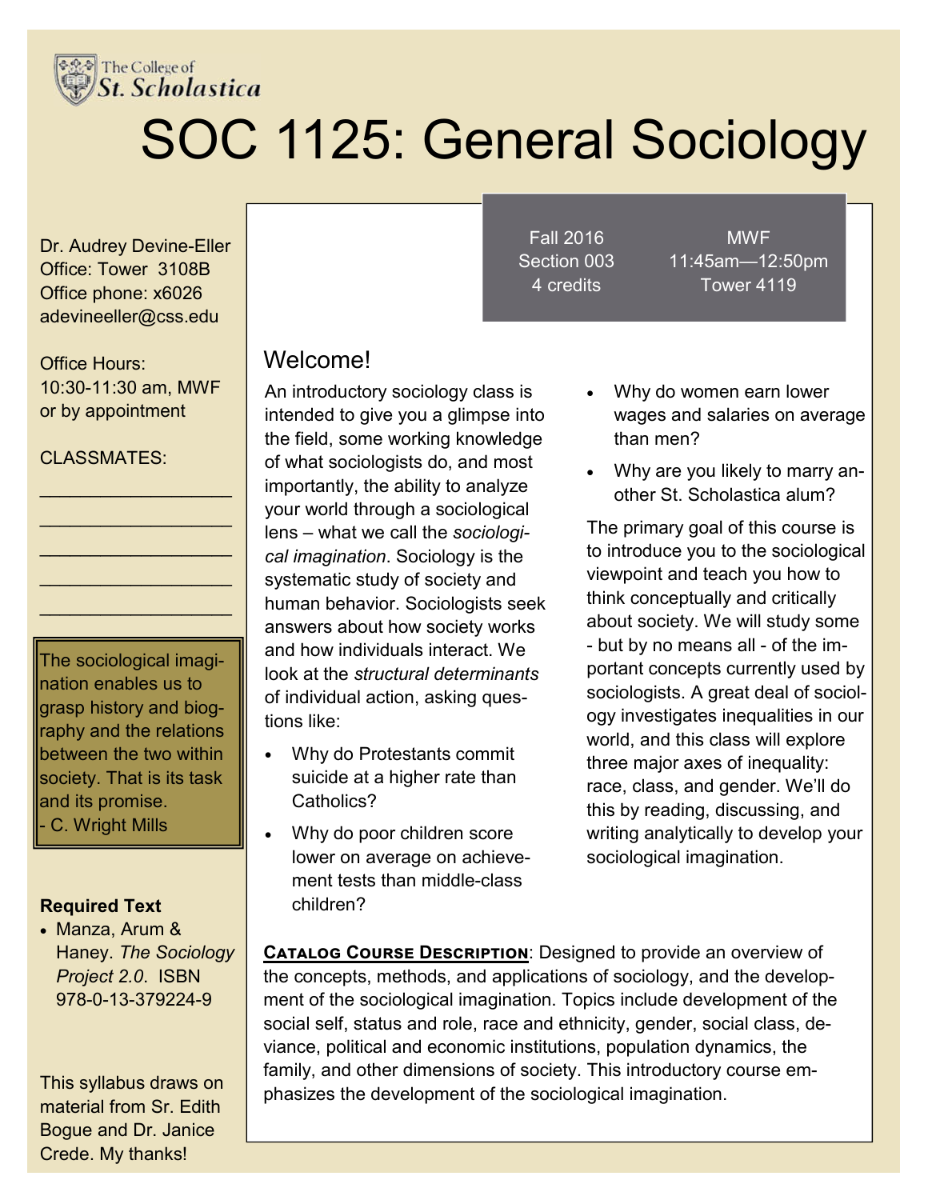The College of St. Scholastica

# SOC 1125: General Sociology

Fall 2016
Section 003
4 credits

MWF
11:45am—12:50pm
Tower 4119

Dr. Audrey Devine-Eller
Office: Tower 3108B
Office phone: x6026
adevineeller@css.edu

Office Hours:
10:30-11:30 am, MWF
or by appointment

CLASSMATES:

\_\_\_\_\_\_\_\_\_\_\_\_\_\_\_\_\_\_\_\_

\_\_\_\_\_\_\_\_\_\_\_\_\_\_\_\_\_\_\_\_

\_\_\_\_\_\_\_\_\_\_\_\_\_\_\_\_\_\_\_\_

\_\_\_\_\_\_\_\_\_\_\_\_\_\_\_\_\_\_\_\_

\_\_\_\_\_\_\_\_\_\_\_\_\_\_\_\_\_\_\_\_

> The sociological imagination enables us to grasp history and biography and the relations between the two within society. That is its task and its promise.
> - C. Wright Mills

**Required Text**

- Manza, Arum & Haney. *The Sociology Project 2.0*. ISBN 978-0-13-379224-9

This syllabus draws on material from Sr. Edith Bogue and Dr. Janice Crede. My thanks!

## Welcome!

An introductory sociology class is intended to give you a glimpse into the field, some working knowledge of what sociologists do, and most importantly, the ability to analyze your world through a sociological lens – what we call the *sociological imagination*. Sociology is the systematic study of society and human behavior. Sociologists seek answers about how society works and how individuals interact. We look at the *structural determinants* of individual action, asking questions like:

- Why do Protestants commit suicide at a higher rate than Catholics?
- Why do poor children score lower on average on achievement tests than middle-class children?
- Why do women earn lower wages and salaries on average than men?
- Why are you likely to marry another St. Scholastica alum?

The primary goal of this course is to introduce you to the sociological viewpoint and teach you how to think conceptually and critically about society. We will study some - but by no means all - of the important concepts currently used by sociologists. A great deal of sociology investigates inequalities in our world, and this class will explore three major axes of inequality: race, class, and gender. We'll do this by reading, discussing, and writing analytically to develop your sociological imagination.

**Catalog Course Description**: Designed to provide an overview of the concepts, methods, and applications of sociology, and the development of the sociological imagination. Topics include development of the social self, status and role, race and ethnicity, gender, social class, deviance, political and economic institutions, population dynamics, the family, and other dimensions of society. This introductory course emphasizes the development of the sociological imagination.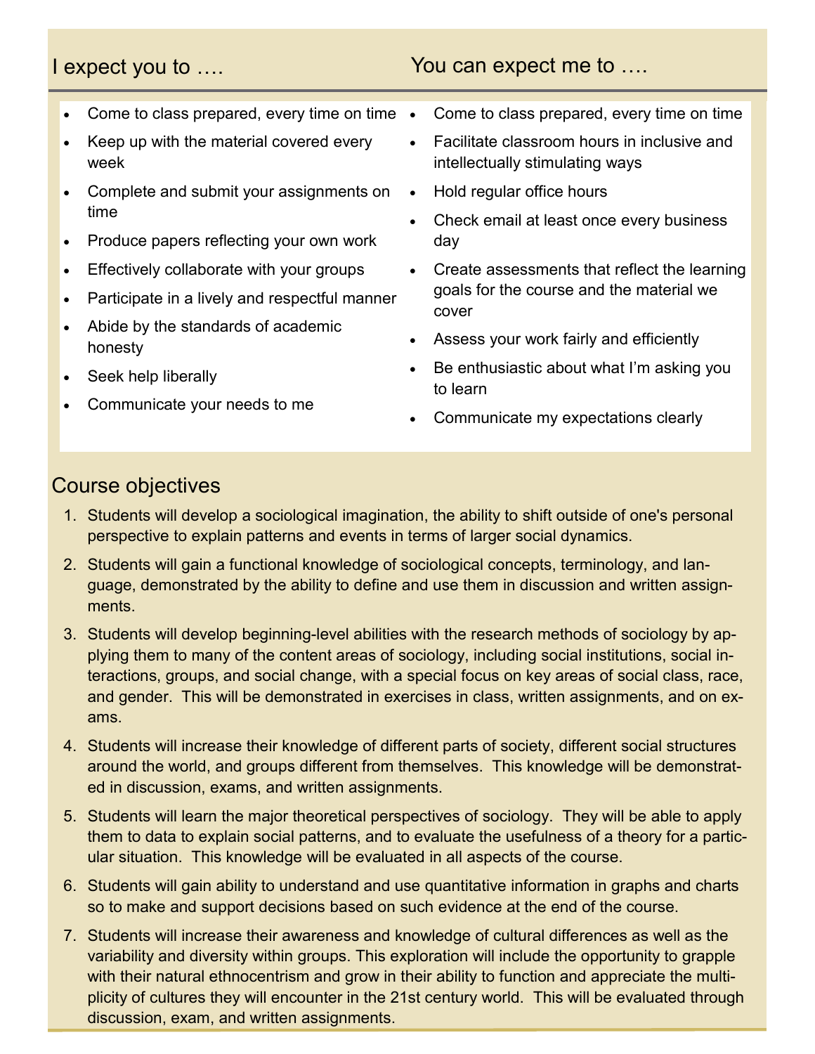| I expect you to …. | You can expect me to …. |
|---|---|
| • Come to class prepared, every time on time | • Come to class prepared, every time on time |
| • Keep up with the material covered every week | • Facilitate classroom hours in inclusive and intellectually stimulating ways |
| • Complete and submit your assignments on time | • Hold regular office hours |
| • Produce papers reflecting your own work | • Check email at least once every business day |
| • Effectively collaborate with your groups | • Create assessments that reflect the learning goals for the course and the material we cover |
| • Participate in a lively and respectful manner | • Assess your work fairly and efficiently |
| • Abide by the standards of academic honesty | • Be enthusiastic about what I'm asking you to learn |
| • Seek help liberally | • Communicate my expectations clearly |
| • Communicate your needs to me | |

## Course objectives

1. Students will develop a sociological imagination, the ability to shift outside of one's personal perspective to explain patterns and events in terms of larger social dynamics.
2. Students will gain a functional knowledge of sociological concepts, terminology, and language, demonstrated by the ability to define and use them in discussion and written assignments.
3. Students will develop beginning-level abilities with the research methods of sociology by applying them to many of the content areas of sociology, including social institutions, social interactions, groups, and social change, with a special focus on key areas of social class, race, and gender. This will be demonstrated in exercises in class, written assignments, and on exams.
4. Students will increase their knowledge of different parts of society, different social structures around the world, and groups different from themselves. This knowledge will be demonstrated in discussion, exams, and written assignments.
5. Students will learn the major theoretical perspectives of sociology. They will be able to apply them to data to explain social patterns, and to evaluate the usefulness of a theory for a particular situation. This knowledge will be evaluated in all aspects of the course.
6. Students will gain ability to understand and use quantitative information in graphs and charts so to make and support decisions based on such evidence at the end of the course.
7. Students will increase their awareness and knowledge of cultural differences as well as the variability and diversity within groups. This exploration will include the opportunity to grapple with their natural ethnocentrism and grow in their ability to function and appreciate the multiplicity of cultures they will encounter in the 21st century world. This will be evaluated through discussion, exam, and written assignments.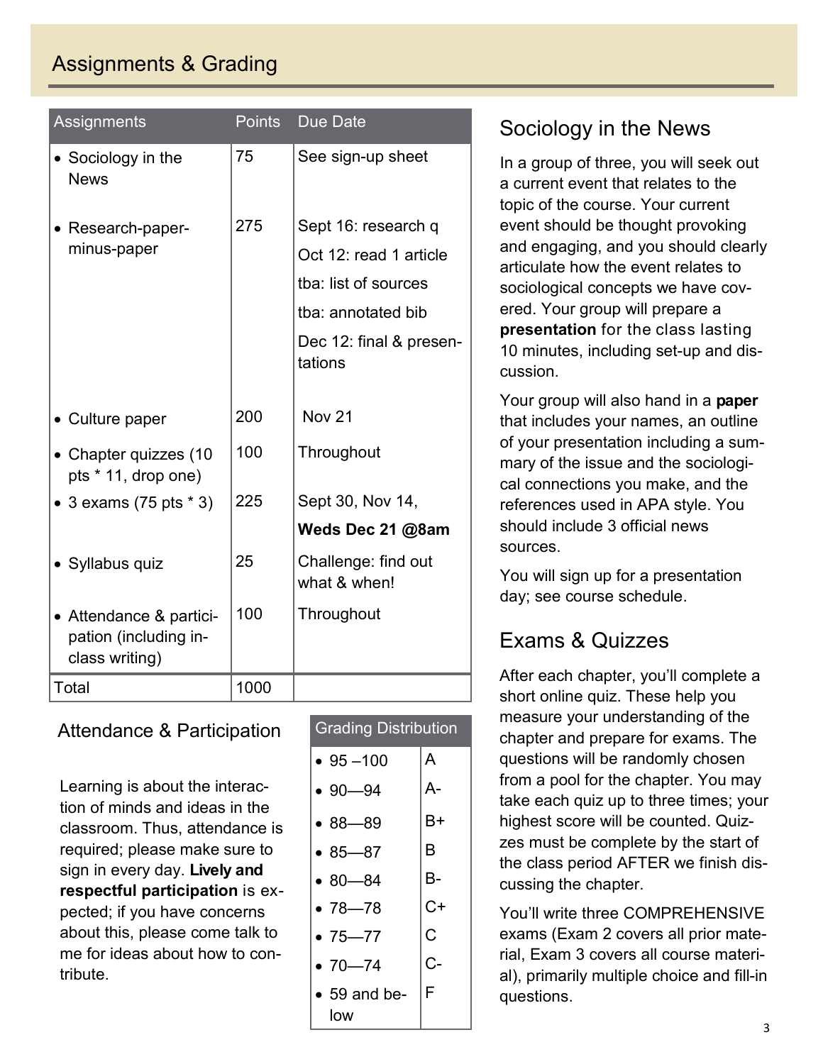# Assignments & Grading

| Assignments | Points | Due Date |
|---|---|---|
| • Sociology in the News | 75 | See sign-up sheet |
| • Research-paper-minus-paper | 275 | Sept 16: research q<br>Oct 12: read 1 article<br>tba: list of sources<br>tba: annotated bib<br>Dec 12: final & presentations |
| • Culture paper | 200 | Nov 21 |
| • Chapter quizzes (10 pts * 11, drop one) | 100 | Throughout |
| • 3 exams (75 pts * 3) | 225 | Sept 30, Nov 14, **Weds Dec 21 @8am** |
| • Syllabus quiz | 25 | Challenge: find out what & when! |
| • Attendance & participation (including in-class writing) | 100 | Throughout |
| Total | 1000 | |

## Attendance & Participation

Learning is about the interaction of minds and ideas in the classroom. Thus, attendance is required; please make sure to sign in every day. **Lively and respectful participation** is expected; if you have concerns about this, please come talk to me for ideas about how to contribute.

| Grading Distribution | |
|---|---|
| • 95 –100 | A |
| • 90—94 | A- |
| • 88—89 | B+ |
| • 85—87 | B |
| • 80—84 | B- |
| • 78—78 | C+ |
| • 75—77 | C |
| • 70—74 | C- |
| • 59 and below | F |

## Sociology in the News

In a group of three, you will seek out a current event that relates to the topic of the course. Your current event should be thought provoking and engaging, and you should clearly articulate how the event relates to sociological concepts we have covered. Your group will prepare a **presentation** for the class lasting 10 minutes, including set-up and discussion.

Your group will also hand in a **paper** that includes your names, an outline of your presentation including a summary of the issue and the sociological connections you make, and the references used in APA style. You should include 3 official news sources.

You will sign up for a presentation day; see course schedule.

## Exams & Quizzes

After each chapter, you'll complete a short online quiz. These help you measure your understanding of the chapter and prepare for exams. The questions will be randomly chosen from a pool for the chapter. You may take each quiz up to three times; your highest score will be counted. Quizzes must be complete by the start of the class period AFTER we finish discussing the chapter.

You'll write three COMPREHENSIVE exams (Exam 2 covers all prior material, Exam 3 covers all course material), primarily multiple choice and fill-in questions.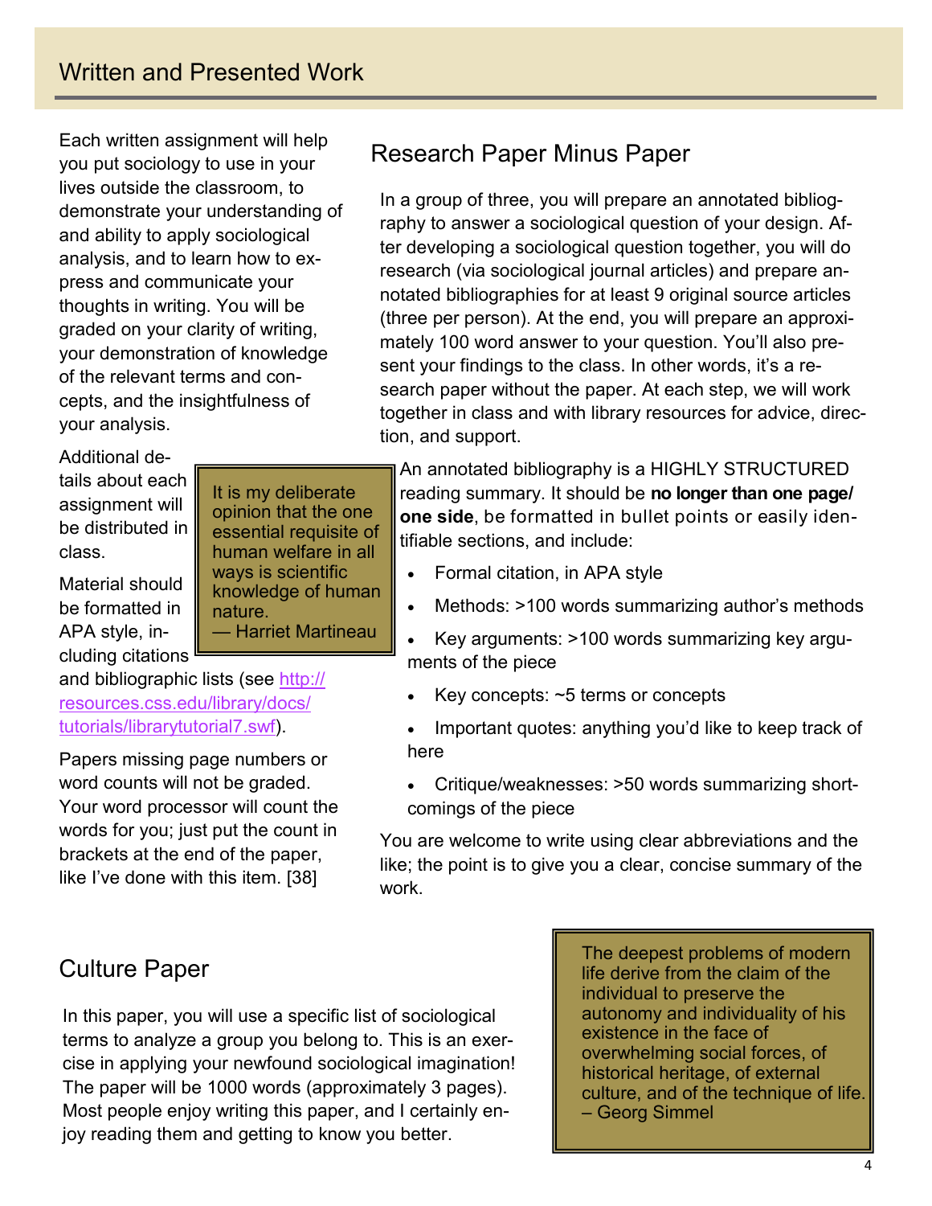## Written and Presented Work

Each written assignment will help you put sociology to use in your lives outside the classroom, to demonstrate your understanding of and ability to apply sociological analysis, and to learn how to express and communicate your thoughts in writing. You will be graded on your clarity of writing, your demonstration of knowledge of the relevant terms and concepts, and the insightfulness of your analysis.

Additional details about each assignment will be distributed in class.

Material should be formatted in APA style, including citations and bibliographic lists (see [http://resources.css.edu/library/docs/tutorials/librarytutorial7.swf](http://resources.css.edu/library/docs/tutorials/librarytutorial7.swf)).

Papers missing page numbers or word counts will not be graded. Your word processor will count the words for you; just put the count in brackets at the end of the paper, like I've done with this item. [38]

> It is my deliberate opinion that the one essential requisite of human welfare in all ways is scientific knowledge of human nature.
> — Harriet Martineau

### Research Paper Minus Paper

In a group of three, you will prepare an annotated bibliography to answer a sociological question of your design. After developing a sociological question together, you will do research (via sociological journal articles) and prepare annotated bibliographies for at least 9 original source articles (three per person). At the end, you will prepare an approximately 100 word answer to your question. You'll also present your findings to the class. In other words, it's a research paper without the paper. At each step, we will work together in class and with library resources for advice, direction, and support.

An annotated bibliography is a HIGHLY STRUCTURED reading summary. It should be **no longer than one page/ one side**, be formatted in bullet points or easily identifiable sections, and include:

- Formal citation, in APA style
- Methods: >100 words summarizing author's methods
- Key arguments: >100 words summarizing key arguments of the piece
- Key concepts: ~5 terms or concepts
- Important quotes: anything you'd like to keep track of here
- Critique/weaknesses: >50 words summarizing shortcomings of the piece

You are welcome to write using clear abbreviations and the like; the point is to give you a clear, concise summary of the work.

### Culture Paper

In this paper, you will use a specific list of sociological terms to analyze a group you belong to. This is an exercise in applying your newfound sociological imagination! The paper will be 1000 words (approximately 3 pages). Most people enjoy writing this paper, and I certainly enjoy reading them and getting to know you better.

> The deepest problems of modern life derive from the claim of the individual to preserve the autonomy and individuality of his existence in the face of overwhelming social forces, of historical heritage, of external culture, and of the technique of life.
> – Georg Simmel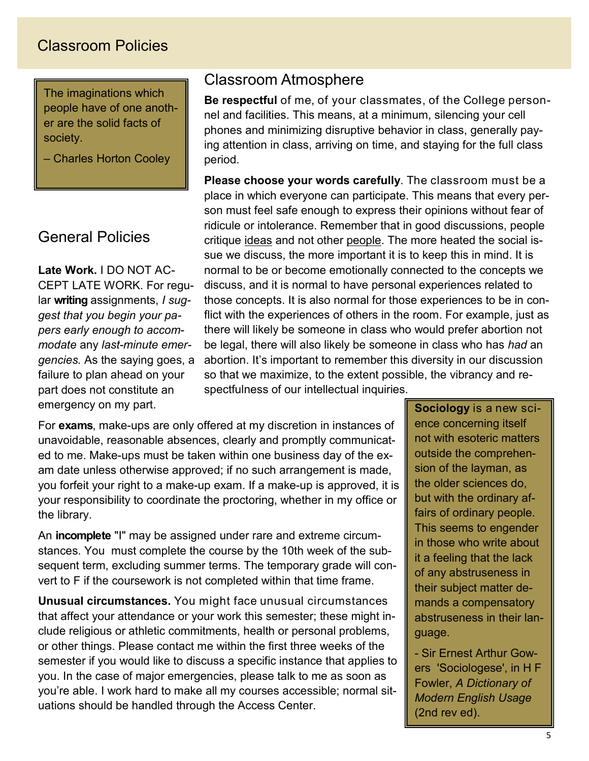# Classroom Policies

> The imaginations which people have of one another are the solid facts of society.
>
> – Charles Horton Cooley

## Classroom Atmosphere

**Be respectful** of me, of your classmates, of the College personnel and facilities. This means, at a minimum, silencing your cell phones and minimizing disruptive behavior in class, generally paying attention in class, arriving on time, and staying for the full class period.

**Please choose your words carefully**. The classroom must be a place in which everyone can participate. This means that every person must feel safe enough to express their opinions without fear of ridicule or intolerance. Remember that in good discussions, people critique ideas and not other people. The more heated the social issue we discuss, the more important it is to keep this in mind. It is normal to be or become emotionally connected to the concepts we discuss, and it is normal to have personal experiences related to those concepts. It is also normal for those experiences to be in conflict with the experiences of others in the room. For example, just as there will likely be someone in class who would prefer abortion not be legal, there will also likely be someone in class who has *had* an abortion. It's important to remember this diversity in our discussion so that we maximize, to the extent possible, the vibrancy and respectfulness of our intellectual inquiries.

## General Policies

**Late Work.** I DO NOT ACCEPT LATE WORK. For regular **writing** assignments, *I suggest that you begin your papers early enough to accommodate* any *last-minute emergencies.* As the saying goes, a failure to plan ahead on your part does not constitute an emergency on my part.

For **exams**, make-ups are only offered at my discretion in instances of unavoidable, reasonable absences, clearly and promptly communicated to me. Make-ups must be taken within one business day of the exam date unless otherwise approved; if no such arrangement is made, you forfeit your right to a make-up exam. If a make-up is approved, it is your responsibility to coordinate the proctoring, whether in my office or the library.

An **incomplete** "I" may be assigned under rare and extreme circumstances. You must complete the course by the 10th week of the subsequent term, excluding summer terms. The temporary grade will convert to F if the coursework is not completed within that time frame.

**Unusual circumstances.** You might face unusual circumstances that affect your attendance or your work this semester; these might include religious or athletic commitments, health or personal problems, or other things. Please contact me within the first three weeks of the semester if you would like to discuss a specific instance that applies to you. In the case of major emergencies, please talk to me as soon as you're able. I work hard to make all my courses accessible; normal situations should be handled through the Access Center.

> **Sociology** is a new science concerning itself not with esoteric matters outside the comprehension of the layman, as the older sciences do, but with the ordinary affairs of ordinary people. This seems to engender in those who write about it a feeling that the lack of any abstruseness in their subject matter demands a compensatory abstruseness in their language.
>
> - Sir Ernest Arthur Gowers 'Sociologese', in H F Fowler, *A Dictionary of Modern English Usage* (2nd rev ed).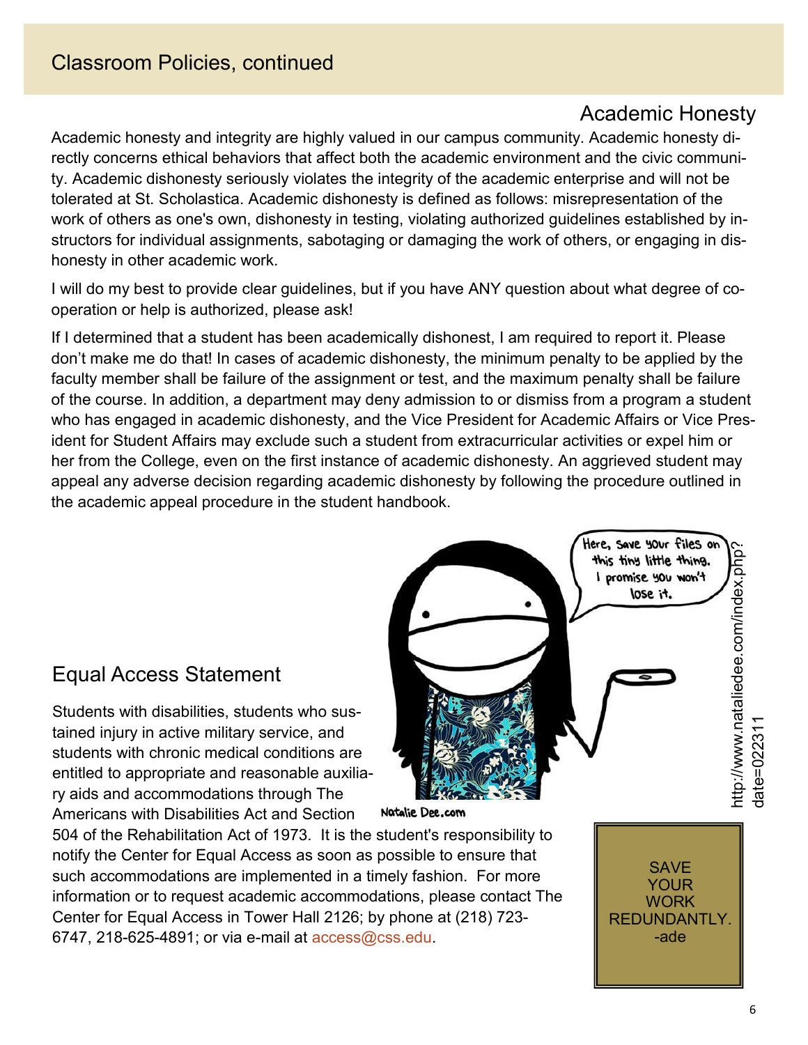## Classroom Policies, continued

### Academic Honesty

Academic honesty and integrity are highly valued in our campus community. Academic honesty directly concerns ethical behaviors that affect both the academic environment and the civic community. Academic dishonesty seriously violates the integrity of the academic enterprise and will not be tolerated at St. Scholastica. Academic dishonesty is defined as follows: misrepresentation of the work of others as one's own, dishonesty in testing, violating authorized guidelines established by instructors for individual assignments, sabotaging or damaging the work of others, or engaging in dishonesty in other academic work.

I will do my best to provide clear guidelines, but if you have ANY question about what degree of cooperation or help is authorized, please ask!

If I determined that a student has been academically dishonest, I am required to report it. Please don't make me do that! In cases of academic dishonesty, the minimum penalty to be applied by the faculty member shall be failure of the assignment or test, and the maximum penalty shall be failure of the course. In addition, a department may deny admission to or dismiss from a program a student who has engaged in academic dishonesty, and the Vice President for Academic Affairs or Vice President for Student Affairs may exclude such a student from extracurricular activities or expel him or her from the College, even on the first instance of academic dishonesty. An aggrieved student may appeal any adverse decision regarding academic dishonesty by following the procedure outlined in the academic appeal procedure in the student handbook.

Here, save your files on this tiny little thing. I promise you won't lose it.

Natalie Dee.com

http://www.nataliedee.com/index.php?date=022311

### Equal Access Statement

Students with disabilities, students who sustained injury in active military service, and students with chronic medical conditions are entitled to appropriate and reasonable auxiliary aids and accommodations through The Americans with Disabilities Act and Section 504 of the Rehabilitation Act of 1973. It is the student's responsibility to notify the Center for Equal Access as soon as possible to ensure that such accommodations are implemented in a timely fashion. For more information or to request academic accommodations, please contact The Center for Equal Access in Tower Hall 2126; by phone at (218) 723-6747, 218-625-4891; or via e-mail at access@css.edu.

SAVE YOUR WORK REDUNDANTLY.
-ade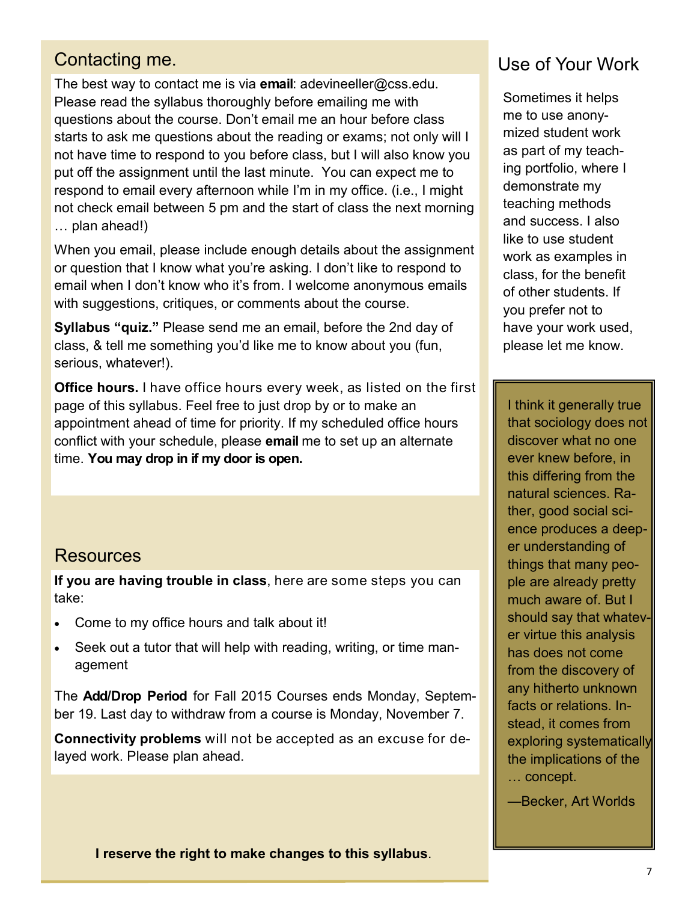## Contacting me.

The best way to contact me is via **email**: adevineeller@css.edu. Please read the syllabus thoroughly before emailing me with questions about the course. Don't email me an hour before class starts to ask me questions about the reading or exams; not only will I not have time to respond to you before class, but I will also know you put off the assignment until the last minute. You can expect me to respond to email every afternoon while I'm in my office. (i.e., I might not check email between 5 pm and the start of class the next morning … plan ahead!)

When you email, please include enough details about the assignment or question that I know what you're asking. I don't like to respond to email when I don't know who it's from. I welcome anonymous emails with suggestions, critiques, or comments about the course.

**Syllabus "quiz."** Please send me an email, before the 2nd day of class, & tell me something you'd like me to know about you (fun, serious, whatever!).

**Office hours.** I have office hours every week, as listed on the first page of this syllabus. Feel free to just drop by or to make an appointment ahead of time for priority. If my scheduled office hours conflict with your schedule, please **email** me to set up an alternate time. **You may drop in if my door is open.**

## Resources

**If you are having trouble in class**, here are some steps you can take:

- Come to my office hours and talk about it!
- Seek out a tutor that will help with reading, writing, or time management

The **Add/Drop Period** for Fall 2015 Courses ends Monday, September 19. Last day to withdraw from a course is Monday, November 7.

**Connectivity problems** will not be accepted as an excuse for delayed work. Please plan ahead.

**I reserve the right to make changes to this syllabus**.

## Use of Your Work

Sometimes it helps me to use anonymized student work as part of my teaching portfolio, where I demonstrate my teaching methods and success. I also like to use student work as examples in class, for the benefit of other students. If you prefer not to have your work used, please let me know.

> I think it generally true that sociology does not discover what no one ever knew before, in this differing from the natural sciences. Rather, good social science produces a deeper understanding of things that many people are already pretty much aware of. But I should say that whatever virtue this analysis has does not come from the discovery of any hitherto unknown facts or relations. Instead, it comes from exploring systematically the implications of the … concept.
>
> —Becker, Art Worlds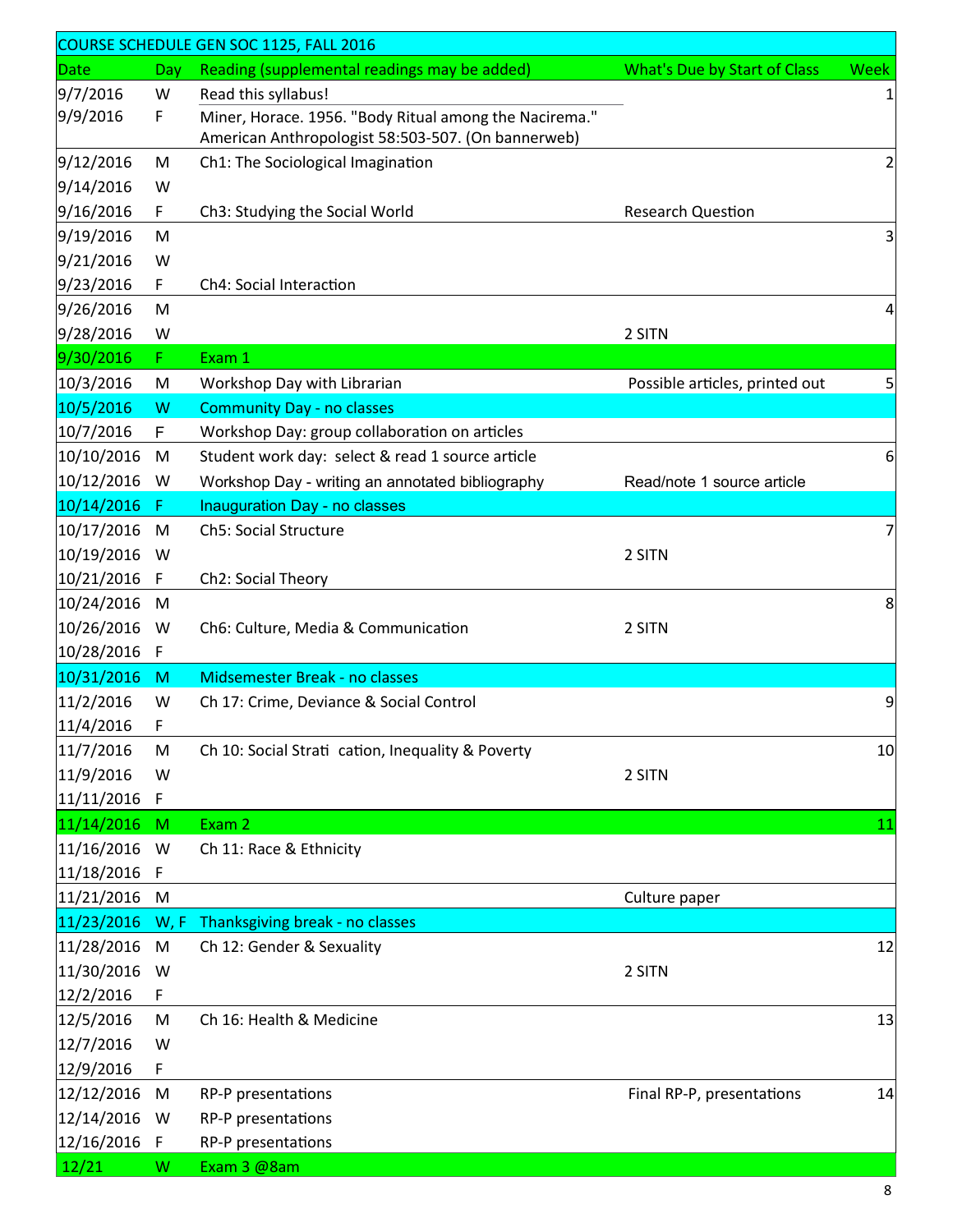| COURSE SCHEDULE GEN SOC 1125, FALL 2016 | | | | |
|---|---|---|---|---|
| Date | Day | Reading (supplemental readings may be added) | What's Due by Start of Class | Week |
| 9/7/2016 | W | Read this syllabus! | | 1 |
| 9/9/2016 | F | Miner, Horace. 1956. "Body Ritual among the Nacirema." American Anthropologist 58:503-507. (On bannerweb) | | |
| 9/12/2016 | M | Ch1: The Sociological Imagination | | 2 |
| 9/14/2016 | W | | | |
| 9/16/2016 | F | Ch3: Studying the Social World | Research Question | |
| 9/19/2016 | M | | | 3 |
| 9/21/2016 | W | | | |
| 9/23/2016 | F | Ch4: Social Interaction | | |
| 9/26/2016 | M | | | 4 |
| 9/28/2016 | W | | 2 SITN | |
| 9/30/2016 | F | Exam 1 | | |
| 10/3/2016 | M | Workshop Day with Librarian | Possible articles, printed out | 5 |
| 10/5/2016 | W | Community Day - no classes | | |
| 10/7/2016 | F | Workshop Day: group collaboration on articles | | |
| 10/10/2016 | M | Student work day: select & read 1 source article | | 6 |
| 10/12/2016 | W | Workshop Day - writing an annotated bibliography | Read/note 1 source article | |
| 10/14/2016 | F | Inauguration Day - no classes | | |
| 10/17/2016 | M | Ch5: Social Structure | | 7 |
| 10/19/2016 | W | | 2 SITN | |
| 10/21/2016 | F | Ch2: Social Theory | | |
| 10/24/2016 | M | | | 8 |
| 10/26/2016 | W | Ch6: Culture, Media & Communication | 2 SITN | |
| 10/28/2016 | F | | | |
| 10/31/2016 | M | Midsemester Break - no classes | | |
| 11/2/2016 | W | Ch 17: Crime, Deviance & Social Control | | 9 |
| 11/4/2016 | F | | | |
| 11/7/2016 | M | Ch 10: Social Strati cation, Inequality & Poverty | | 10 |
| 11/9/2016 | W | | 2 SITN | |
| 11/11/2016 | F | | | |
| 11/14/2016 | M | Exam 2 | | 11 |
| 11/16/2016 | W | Ch 11: Race & Ethnicity | | |
| 11/18/2016 | F | | | |
| 11/21/2016 | M | | Culture paper | |
| 11/23/2016 | W, F | Thanksgiving break - no classes | | |
| 11/28/2016 | M | Ch 12: Gender & Sexuality | | 12 |
| 11/30/2016 | W | | 2 SITN | |
| 12/2/2016 | F | | | |
| 12/5/2016 | M | Ch 16: Health & Medicine | | 13 |
| 12/7/2016 | W | | | |
| 12/9/2016 | F | | | |
| 12/12/2016 | M | RP-P presentations | Final RP-P, presentations | 14 |
| 12/14/2016 | W | RP-P presentations | | |
| 12/16/2016 | F | RP-P presentations | | |
| 12/21 | W | Exam 3 @8am | | |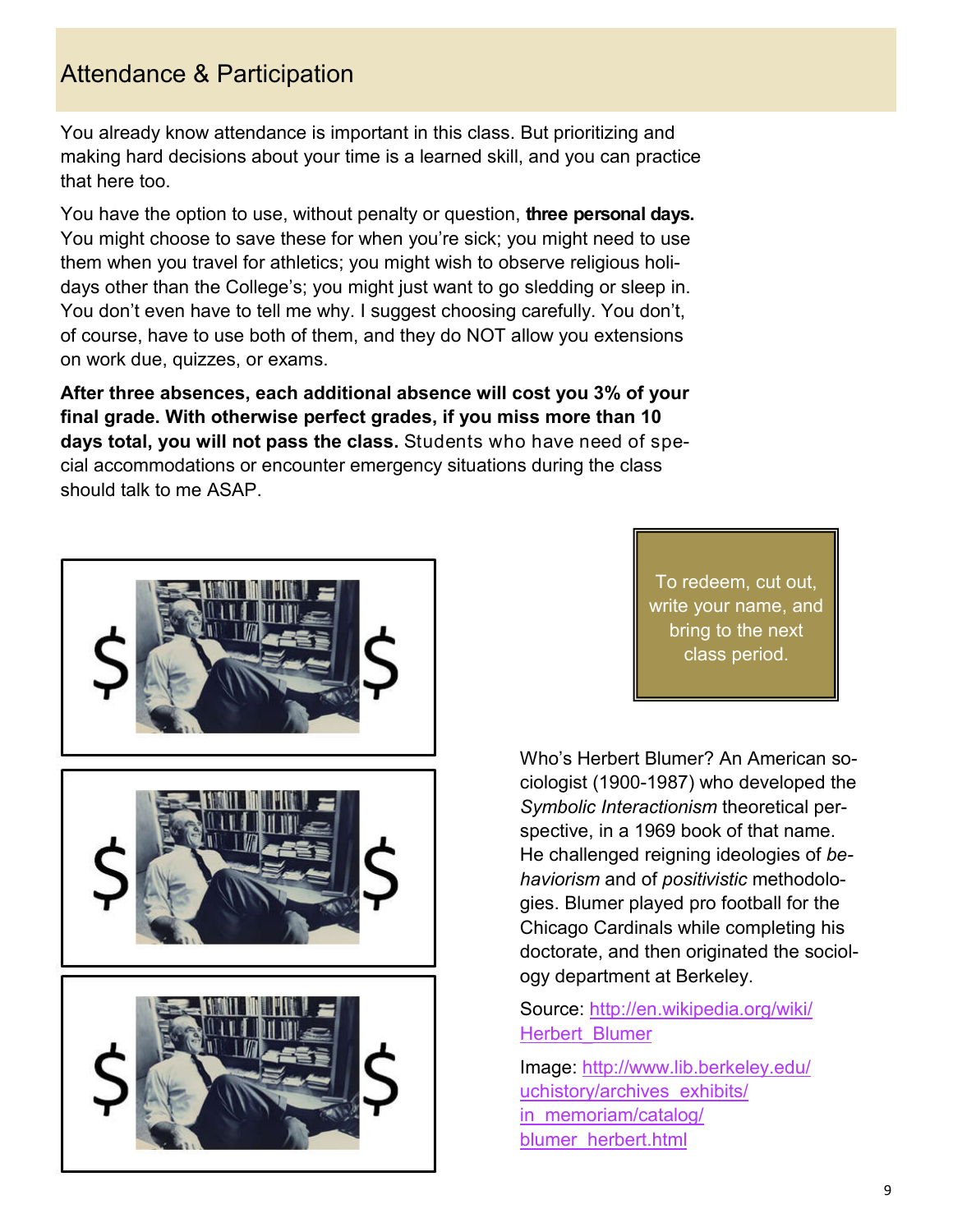## Attendance & Participation

You already know attendance is important in this class. But prioritizing and making hard decisions about your time is a learned skill, and you can practice that here too.

You have the option to use, without penalty or question, **three personal days.** You might choose to save these for when you're sick; you might need to use them when you travel for athletics; you might wish to observe religious holidays other than the College's; you might just want to go sledding or sleep in. You don't even have to tell me why. I suggest choosing carefully. You don't, of course, have to use both of them, and they do NOT allow you extensions on work due, quizzes, or exams.

**After three absences, each additional absence will cost you 3% of your final grade. With otherwise perfect grades, if you miss more than 10 days total, you will not pass the class.** Students who have need of special accommodations or encounter emergency situations during the class should talk to me ASAP.

To redeem, cut out, write your name, and bring to the next class period.

Who's Herbert Blumer? An American sociologist (1900-1987) who developed the *Symbolic Interactionism* theoretical perspective, in a 1969 book of that name. He challenged reigning ideologies of *behaviorism* and of *positivistic* methodologies. Blumer played pro football for the Chicago Cardinals while completing his doctorate, and then originated the sociology department at Berkeley.

Source: http://en.wikipedia.org/wiki/Herbert_Blumer

Image: http://www.lib.berkeley.edu/uchistory/archives_exhibits/in_memoriam/catalog/blumer_herbert.html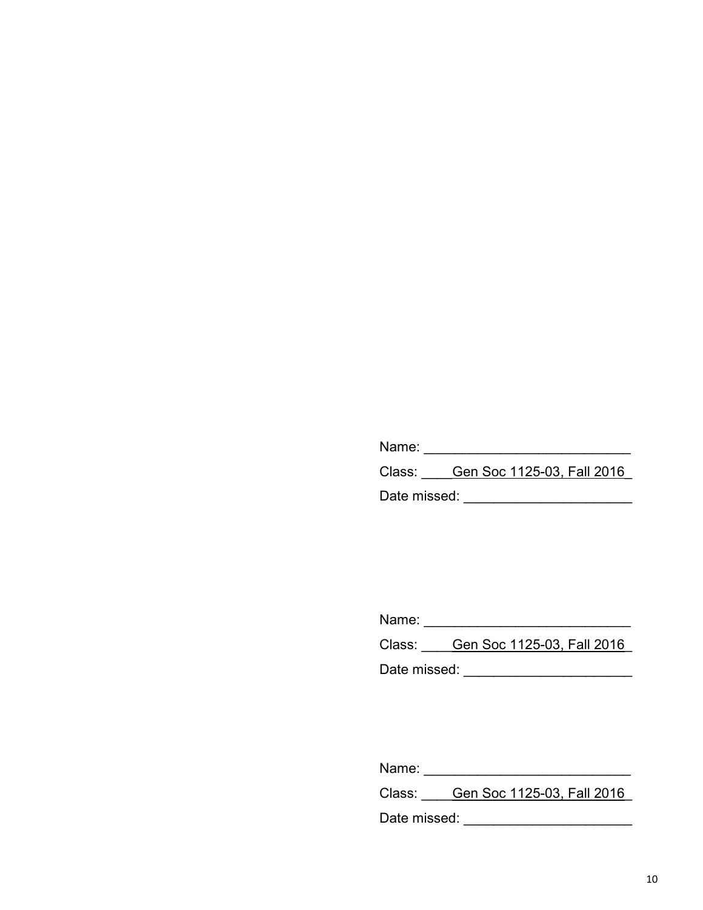Name: ___________________________

Class: ____Gen Soc 1125-03, Fall 2016_

Date missed: _____________________

Name: ___________________________

Class: ____Gen Soc 1125-03, Fall 2016_

Date missed: _____________________

Name: ___________________________

Class: ____Gen Soc 1125-03, Fall 2016_

Date missed: _____________________